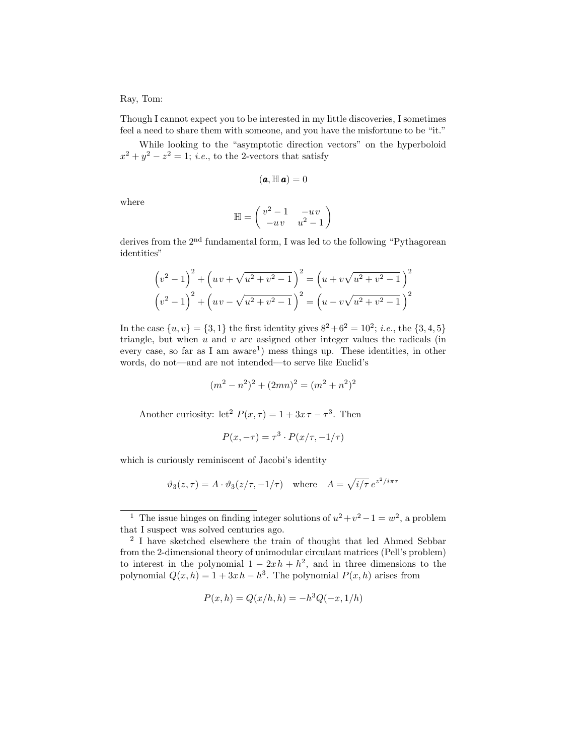Ray, Tom:

Though I cannot expect you to be interested in my little discoveries, I sometimes feel a need to share them with someone, and you have the misfortune to be "it."

While looking to the "asymptotic direction vectors" on the hyperboloid $x^2 + y^2 - z^2 = 1$; *i.e.*, to the 2-vectors that satisfy

$$(\boldsymbol{a}, \mathbb{H}\,\boldsymbol{a}) = 0$$

where

$$\mathbb{H} = \begin{pmatrix} v^2 - 1 & -u\,v \\ -u\,v & u^2 - 1 \end{pmatrix}$$

derives from the 2nd fundamental form, I was led to the following "Pythagorean identities"

$$\Big(v^2 - 1\Big)^2 + \Big(u\,v + \sqrt{u^2 + v^2 - 1}\,\Big)^2 = \Big(u + v\sqrt{u^2 + v^2 - 1}\,\Big)^2$$
$$\Big(v^2 - 1\Big)^2 + \Big(u\,v - \sqrt{u^2 + v^2 - 1}\,\Big)^2 = \Big(u - v\sqrt{u^2 + v^2 - 1}\,\Big)^2$$

In the case $\{u, v\} = \{3, 1\}$ the first identity gives $8^2 + 6^2 = 10^2$; *i.e.*, the $\{3, 4, 5\}$ triangle, but when $u$ and $v$ are assigned other integer values the radicals (in every case, so far as I am aware[1]) mess things up. These identities, in other words, do not—and are not intended—to serve like Euclid's

$$(m^2 - n^2)^2 + (2mn)^2 = (m^2 + n^2)^2$$

Another curiosity: let[2] $P(x, \tau) = 1 + 3x\tau - \tau^3$. Then

$$P(x, -\tau) = \tau^3 \cdot P(x/\tau, -1/\tau)$$

which is curiously reminiscent of Jacobi's identity

$$\vartheta_3(z, \tau) = A \cdot \vartheta_3(z/\tau, -1/\tau) \quad \text{where} \quad A = \sqrt{i/\tau}\, e^{z^2/i\pi\tau}$$

---

[1] The issue hinges on finding integer solutions of $u^2 + v^2 - 1 = w^2$, a problem that I suspect was solved centuries ago.

[2] I have sketched elsewhere the train of thought that led Ahmed Sebbar from the 2-dimensional theory of unimodular circulant matrices (Pell's problem) to interest in the polynomial $1 - 2x\,h + h^2$, and in three dimensions to the polynomial $Q(x, h) = 1 + 3x\,h - h^3$. The polynomial $P(x, h)$ arises from

$$P(x, h) = Q(x/h, h) = -h^3 Q(-x, 1/h)$$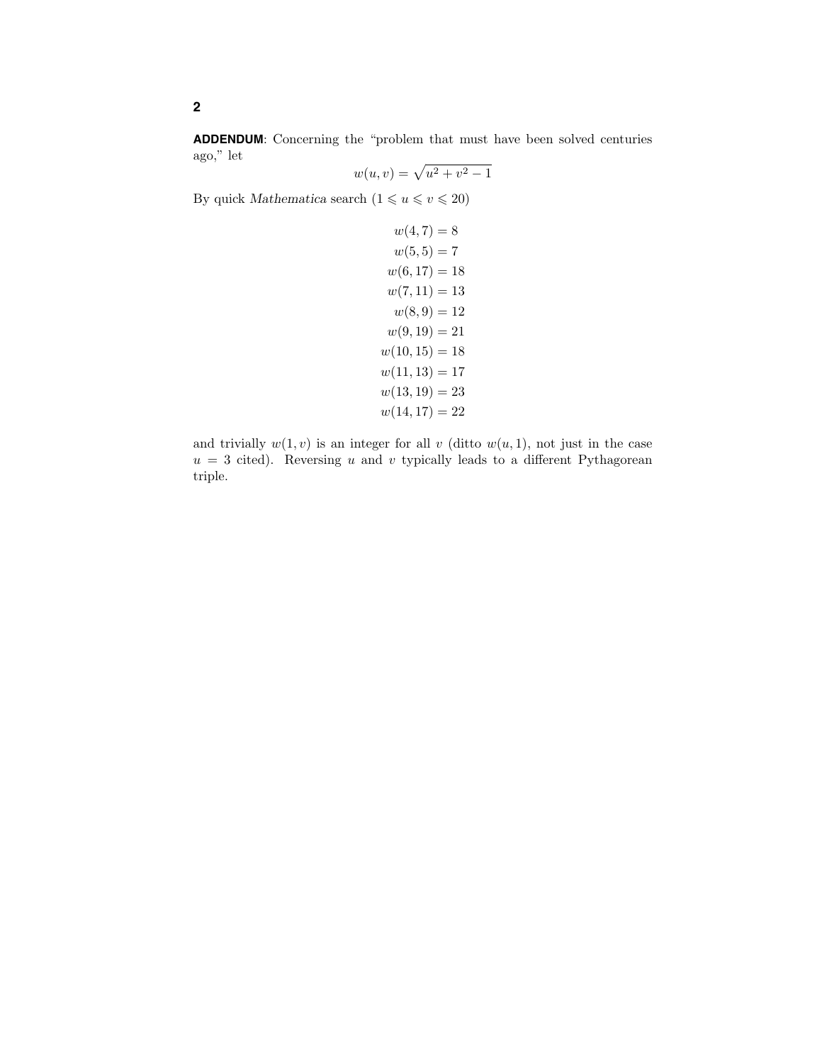**ADDENDUM**: Concerning the "problem that must have been solved centuries ago," let

$$w(u,v) = \sqrt{u^2 + v^2 - 1}$$

By quick *Mathematica* search ($1 \leqslant u \leqslant v \leqslant 20$)

$$\begin{aligned}
w(4,7) &= 8\\
w(5,5) &= 7\\
w(6,17) &= 18\\
w(7,11) &= 13\\
w(8,9) &= 12\\
w(9,19) &= 21\\
w(10,15) &= 18\\
w(11,13) &= 17\\
w(13,19) &= 23\\
w(14,17) &= 22
\end{aligned}$$

and trivially $w(1,v)$ is an integer for all $v$ (ditto $w(u,1)$, not just in the case $u = 3$ cited). Reversing $u$ and $v$ typically leads to a different Pythagorean triple.